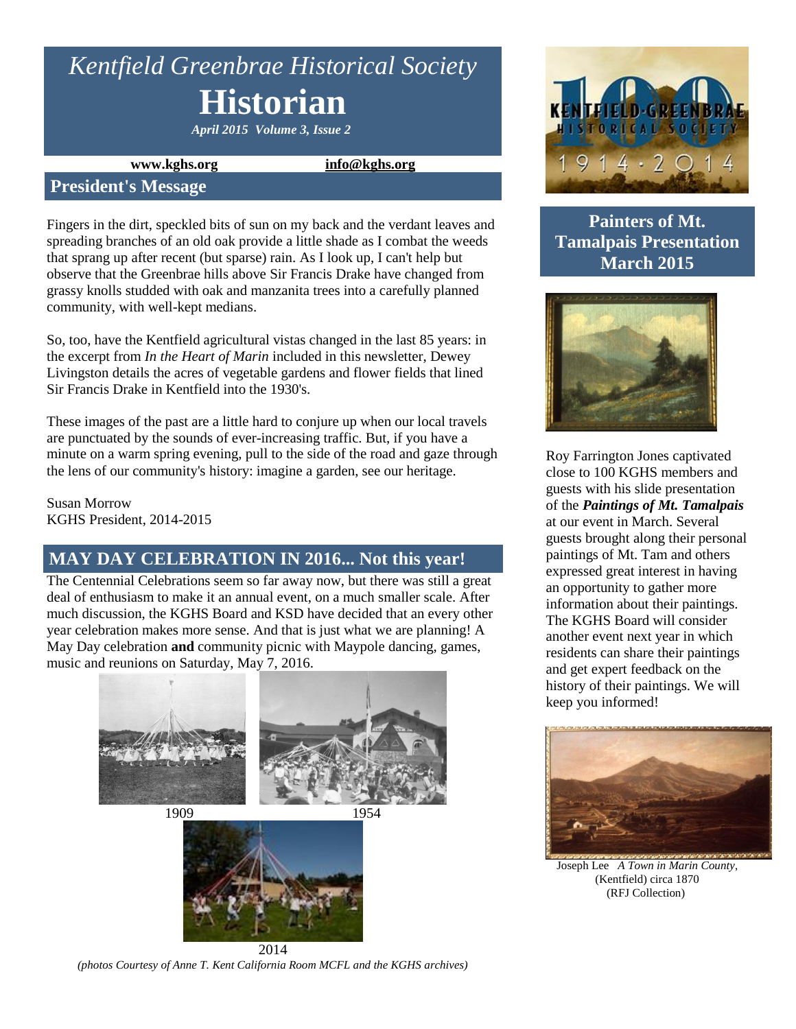# *Kentfield Greenbrae Historical Society*

# Historian

***April 2015 Volume 3, Issue 2***

**www.kghs.org** **info@kghs.org**

## President's Message

Fingers in the dirt, speckled bits of sun on my back and the verdant leaves and spreading branches of an old oak provide a little shade as I combat the weeds that sprang up after recent (but sparse) rain. As I look up, I can't help but observe that the Greenbrae hills above Sir Francis Drake have changed from grassy knolls studded with oak and manzanita trees into a carefully planned community, with well-kept medians.

So, too, have the Kentfield agricultural vistas changed in the last 85 years: in the excerpt from *In the Heart of Marin* included in this newsletter, Dewey Livingston details the acres of vegetable gardens and flower fields that lined Sir Francis Drake in Kentfield into the 1930's.

These images of the past are a little hard to conjure up when our local travels are punctuated by the sounds of ever-increasing traffic. But, if you have a minute on a warm spring evening, pull to the side of the road and gaze through the lens of our community's history: imagine a garden, see our heritage.

Susan Morrow
KGHS President, 2014-2015

## MAY DAY CELEBRATION IN 2016... Not this year!

The Centennial Celebrations seem so far away now, but there was still a great deal of enthusiasm to make it an annual event, on a much smaller scale. After much discussion, the KGHS Board and KSD have decided that an every other year celebration makes more sense. And that is just what we are planning! A May Day celebration **and** community picnic with Maypole dancing, games, music and reunions on Saturday, May 7, 2016.

1909

1954

2014

*(photos Courtesy of Anne T. Kent California Room MCFL and the KGHS archives)*

## Painters of Mt. Tamalpais Presentation March 2015

Roy Farrington Jones captivated close to 100 KGHS members and guests with his slide presentation of the ***Paintings of Mt. Tamalpais*** at our event in March. Several guests brought along their personal paintings of Mt. Tam and others expressed great interest in having an opportunity to gather more information about their paintings. The KGHS Board will consider another event next year in which residents can share their paintings and get expert feedback on the history of their paintings. We will keep you informed!

Joseph Lee *A Town in Marin County*, (Kentfield) circa 1870 (RFJ Collection)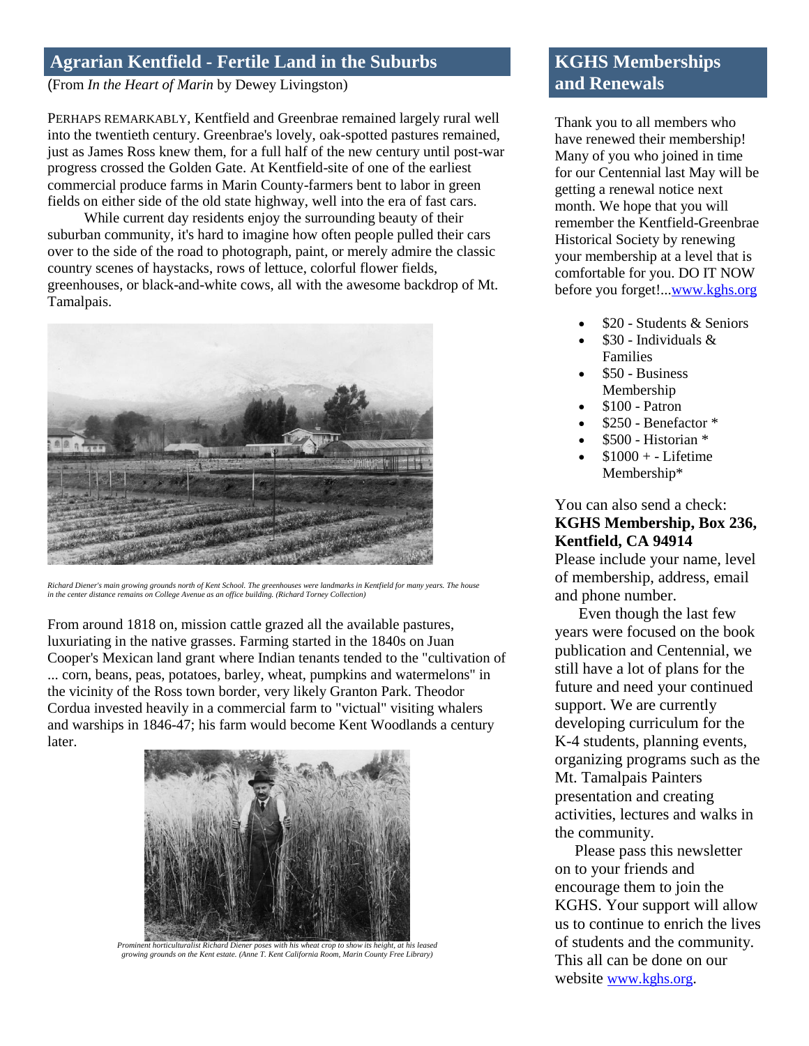## Agrarian Kentfield - Fertile Land in the Suburbs

(From *In the Heart of Marin* by Dewey Livingston)

PERHAPS REMARKABLY, Kentfield and Greenbrae remained largely rural well into the twentieth century. Greenbrae's lovely, oak-spotted pastures remained, just as James Ross knew them, for a full half of the new century until post-war progress crossed the Golden Gate. At Kentfield-site of one of the earliest commercial produce farms in Marin County-farmers bent to labor in green fields on either side of the old state highway, well into the era of fast cars.

While current day residents enjoy the surrounding beauty of their suburban community, it's hard to imagine how often people pulled their cars over to the side of the road to photograph, paint, or merely admire the classic country scenes of haystacks, rows of lettuce, colorful flower fields, greenhouses, or black-and-white cows, all with the awesome backdrop of Mt. Tamalpais.

*Richard Diener's main growing grounds north of Kent School. The greenhouses were landmarks in Kentfield for many years. The house in the center distance remains on College Avenue as an office building. (Richard Torney Collection)*

From around 1818 on, mission cattle grazed all the available pastures, luxuriating in the native grasses. Farming started in the 1840s on Juan Cooper's Mexican land grant where Indian tenants tended to the "cultivation of ... corn, beans, peas, potatoes, barley, wheat, pumpkins and watermelons" in the vicinity of the Ross town border, very likely Granton Park. Theodor Cordua invested heavily in a commercial farm to "victual" visiting whalers and warships in 1846-47; his farm would become Kent Woodlands a century later.

*Prominent horticulturalist Richard Diener poses with his wheat crop to show its height, at his leased growing grounds on the Kent estate. (Anne T. Kent California Room, Marin County Free Library)*

## KGHS Memberships and Renewals

Thank you to all members who have renewed their membership! Many of you who joined in time for our Centennial last May will be getting a renewal notice next month. We hope that you will remember the Kentfield-Greenbrae Historical Society by renewing your membership at a level that is comfortable for you. DO IT NOW before you forget!...www.kghs.org

- $20 - Students & Seniors
- $30 - Individuals & Families
- $50 - Business Membership
- $100 - Patron
- $250 - Benefactor *
- $500 - Historian *
- $1000 + - Lifetime Membership*

You can also send a check: **KGHS Membership, Box 236, Kentfield, CA 94914**
Please include your name, level of membership, address, email and phone number.

Even though the last few years were focused on the book publication and Centennial, we still have a lot of plans for the future and need your continued support. We are currently developing curriculum for the K-4 students, planning events, organizing programs such as the Mt. Tamalpais Painters presentation and creating activities, lectures and walks in the community.

Please pass this newsletter on to your friends and encourage them to join the KGHS. Your support will allow us to continue to enrich the lives of students and the community. This all can be done on our website www.kghs.org.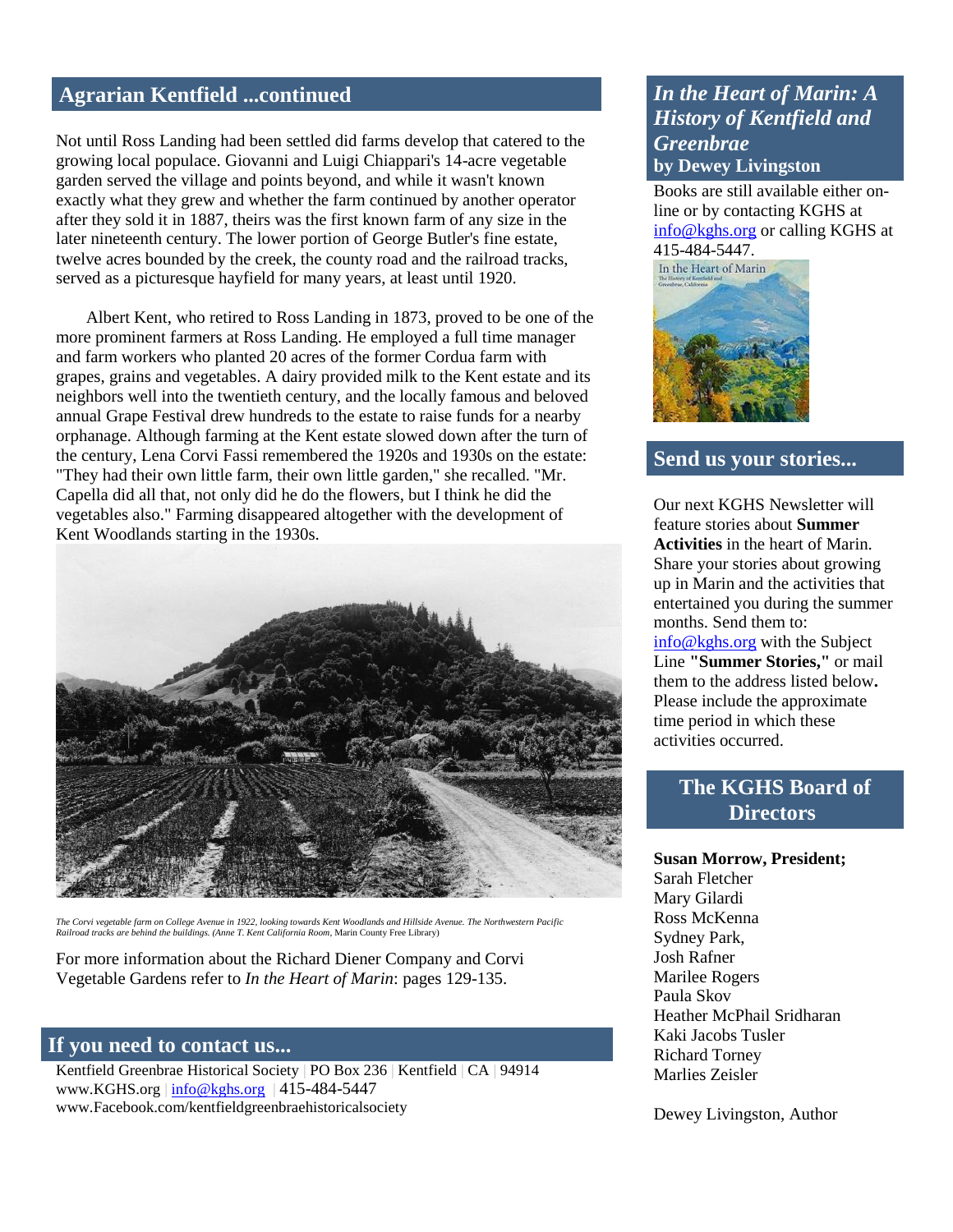## Agrarian Kentfield ...continued

Not until Ross Landing had been settled did farms develop that catered to the growing local populace. Giovanni and Luigi Chiappari's 14-acre vegetable garden served the village and points beyond, and while it wasn't known exactly what they grew and whether the farm continued by another operator after they sold it in 1887, theirs was the first known farm of any size in the later nineteenth century. The lower portion of George Butler's fine estate, twelve acres bounded by the creek, the county road and the railroad tracks, served as a picturesque hayfield for many years, at least until 1920.

Albert Kent, who retired to Ross Landing in 1873, proved to be one of the more prominent farmers at Ross Landing. He employed a full time manager and farm workers who planted 20 acres of the former Cordua farm with grapes, grains and vegetables. A dairy provided milk to the Kent estate and its neighbors well into the twentieth century, and the locally famous and beloved annual Grape Festival drew hundreds to the estate to raise funds for a nearby orphanage. Although farming at the Kent estate slowed down after the turn of the century, Lena Corvi Fassi remembered the 1920s and 1930s on the estate: "They had their own little farm, their own little garden," she recalled. "Mr. Capella did all that, not only did he do the flowers, but I think he did the vegetables also." Farming disappeared altogether with the development of Kent Woodlands starting in the 1930s.

*The Corvi vegetable farm on College Avenue in 1922, looking towards Kent Woodlands and Hillside Avenue. The Northwestern Pacific Railroad tracks are behind the buildings. (Anne T. Kent California Room,* Marin County Free Library)

For more information about the Richard Diener Company and Corvi Vegetable Gardens refer to *In the Heart of Marin*: pages 129-135.

## If you need to contact us...

Kentfield Greenbrae Historical Society | PO Box 236 | Kentfield | CA | 94914
www.KGHS.org | info@kghs.org | 415-484-5447
www.Facebook.com/kentfieldgreenbraehistoricalsociety

## *In the Heart of Marin: A History of Kentfield and Greenbrae*
### by Dewey Livingston

Books are still available either on-line or by contacting KGHS at info@kghs.org or calling KGHS at 415-484-5447.

## Send us your stories...

Our next KGHS Newsletter will feature stories about **Summer Activities** in the heart of Marin. Share your stories about growing up in Marin and the activities that entertained you during the summer months. Send them to: info@kghs.org with the Subject Line **"Summer Stories,"** or mail them to the address listed below**.** Please include the approximate time period in which these activities occurred.

## The KGHS Board of Directors

**Susan Morrow, President;**
Sarah Fletcher
Mary Gilardi
Ross McKenna
Sydney Park,
Josh Rafner
Marilee Rogers
Paula Skov
Heather McPhail Sridharan
Kaki Jacobs Tusler
Richard Torney
Marlies Zeisler

Dewey Livingston, Author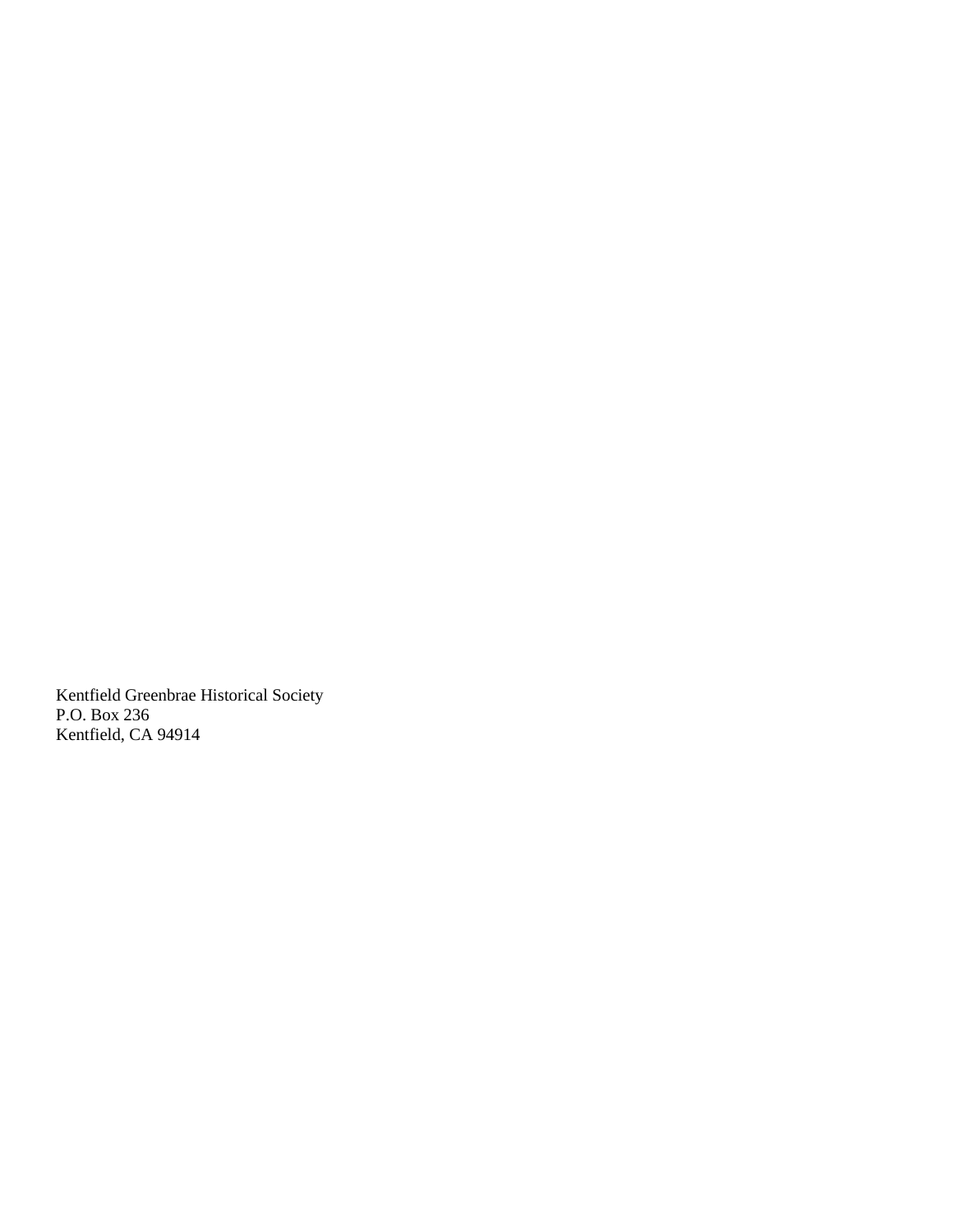Kentfield Greenbrae Historical Society
P.O. Box 236
Kentfield, CA 94914